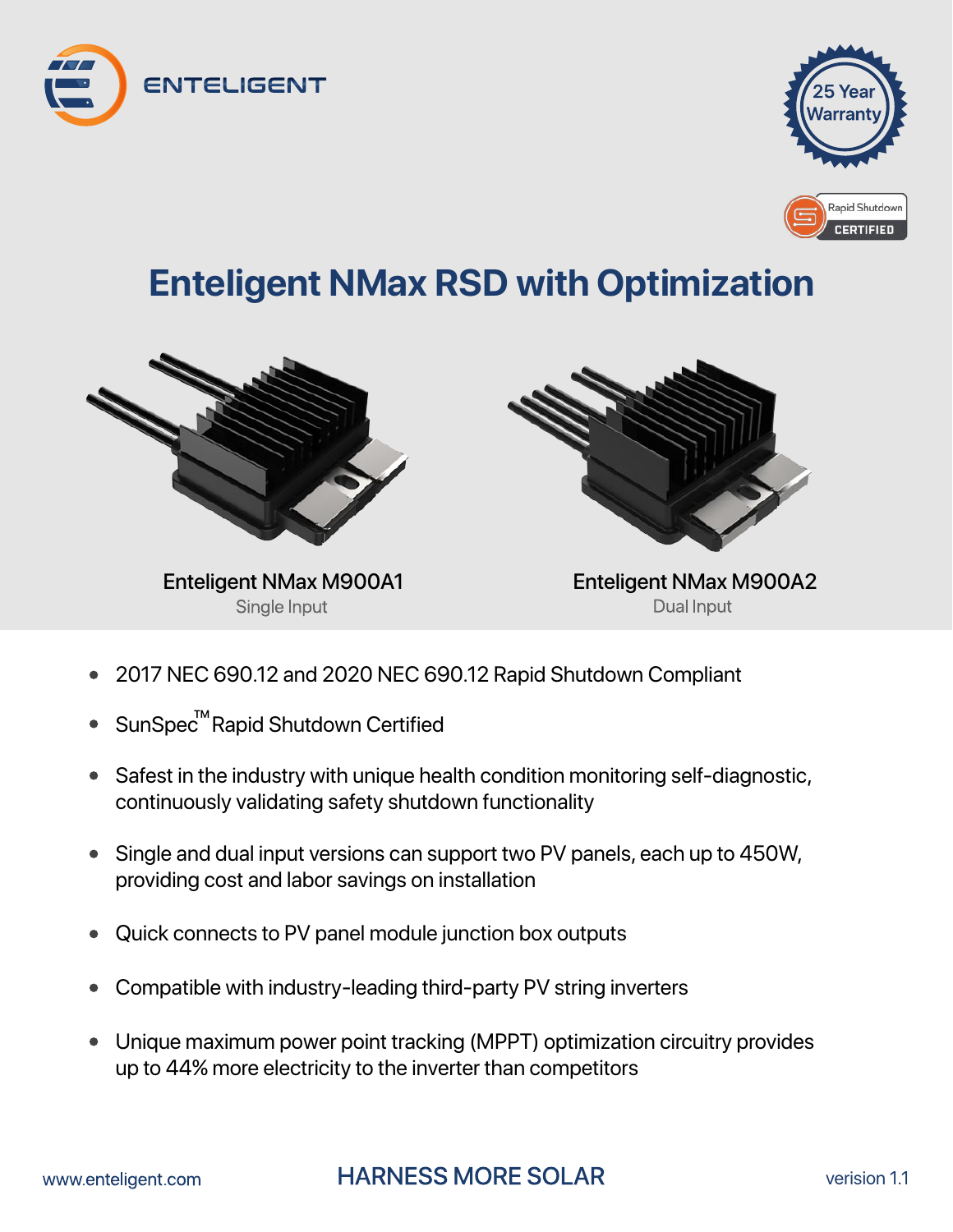ENTELIGENT

25 Year Warranty

Rapid Shutdown CERTIFIED

# Enteligent NMax RSD with Optimization

**Enteligent NMax M900A1**
Single Input

**Enteligent NMax M900A2**
Dual Input

- 2017 NEC 690.12 and 2020 NEC 690.12 Rapid Shutdown Compliant
- SunSpec™ Rapid Shutdown Certified
- Safest in the industry with unique health condition monitoring self-diagnostic, continuously validating safety shutdown functionality
- Single and dual input versions can support two PV panels, each up to 450W, providing cost and labor savings on installation
- Quick connects to PV panel module junction box outputs
- Compatible with industry-leading third-party PV string inverters
- Unique maximum power point tracking (MPPT) optimization circuitry provides up to 44% more electricity to the inverter than competitors

www.enteligent.com

HARNESS MORE SOLAR

version 1.1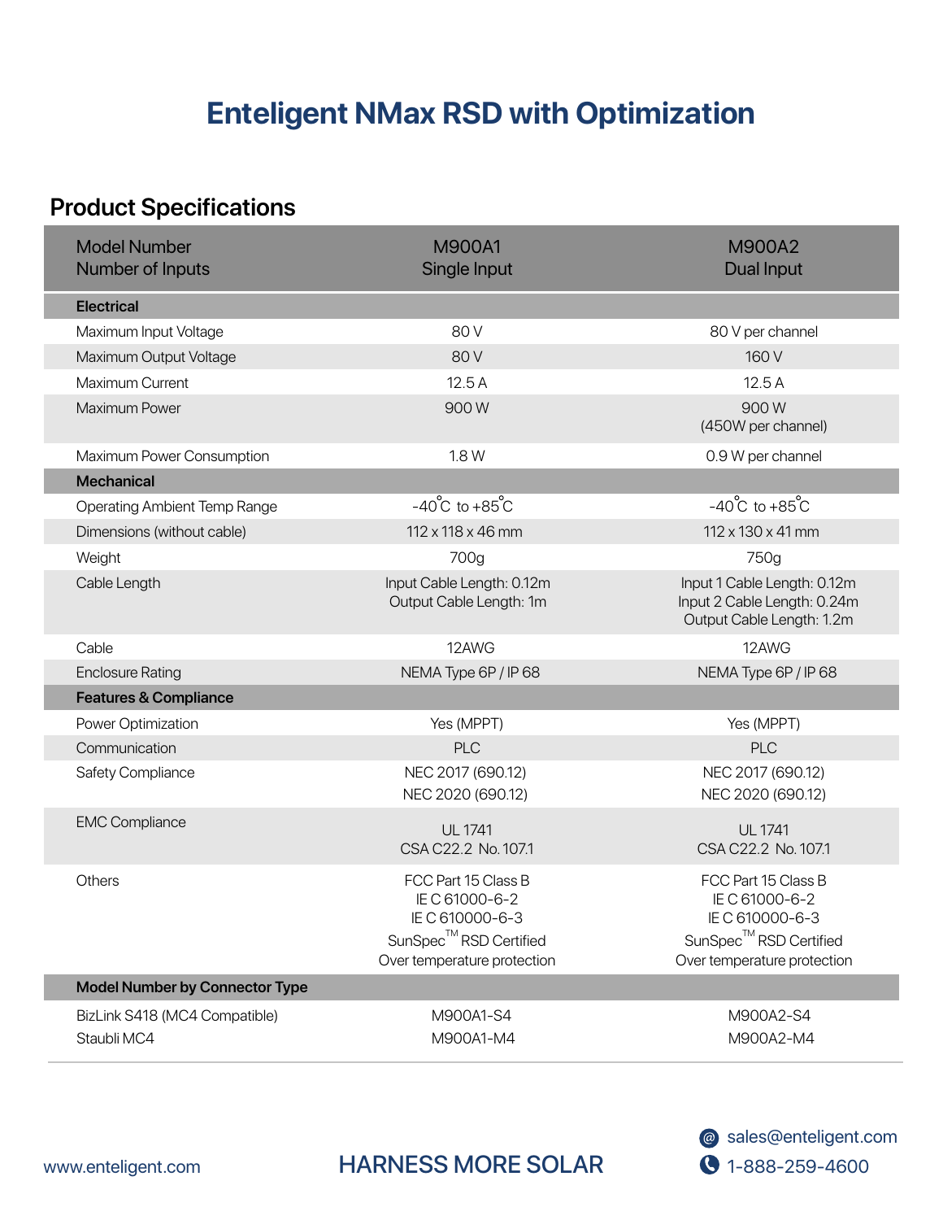# Enteligent NMax RSD with Optimization

## Product Specifications

| Model Number<br>Number of Inputs | M900A1<br>Single Input | M900A2<br>Dual Input |
|---|---|---|
| **Electrical** | | |
| Maximum Input Voltage | 80 V | 80 V per channel |
| Maximum Output Voltage | 80 V | 160 V |
| Maximum Current | 12.5 A | 12.5 A |
| Maximum Power | 900 W | 900 W<br>(450W per channel) |
| Maximum Power Consumption | 1.8 W | 0.9 W per channel |
| **Mechanical** | | |
| Operating Ambient Temp Range | -40°C to +85°C | -40°C to +85°C |
| Dimensions (without cable) | 112 x 118 x 46 mm | 112 x 130 x 41 mm |
| Weight | 700g | 750g |
| Cable Length | Input Cable Length: 0.12m<br>Output Cable Length: 1m | Input 1 Cable Length: 0.12m<br>Input 2 Cable Length: 0.24m<br>Output Cable Length: 1.2m |
| Cable | 12AWG | 12AWG |
| Enclosure Rating | NEMA Type 6P / IP 68 | NEMA Type 6P / IP 68 |
| **Features & Compliance** | | |
| Power Optimization | Yes (MPPT) | Yes (MPPT) |
| Communication | PLC | PLC |
| Safety Compliance | NEC 2017 (690.12)<br>NEC 2020 (690.12) | NEC 2017 (690.12)<br>NEC 2020 (690.12) |
| EMC Compliance | UL 1741<br>CSA C22.2 No. 107.1 | UL 1741<br>CSA C22.2 No. 107.1 |
| Others | FCC Part 15 Class B<br>IE C 61000-6-2<br>IE C 610000-6-3<br>SunSpec™ RSD Certified<br>Over temperature protection | FCC Part 15 Class B<br>IE C 61000-6-2<br>IE C 610000-6-3<br>SunSpec™ RSD Certified<br>Over temperature protection |
| **Model Number by Connector Type** | | |
| BizLink S418 (MC4 Compatible) | M900A1-S4 | M900A2-S4 |
| Staubli MC4 | M900A1-M4 | M900A2-M4 |

www.enteligent.com

HARNESS MORE SOLAR

sales@enteligent.com

1-888-259-4600